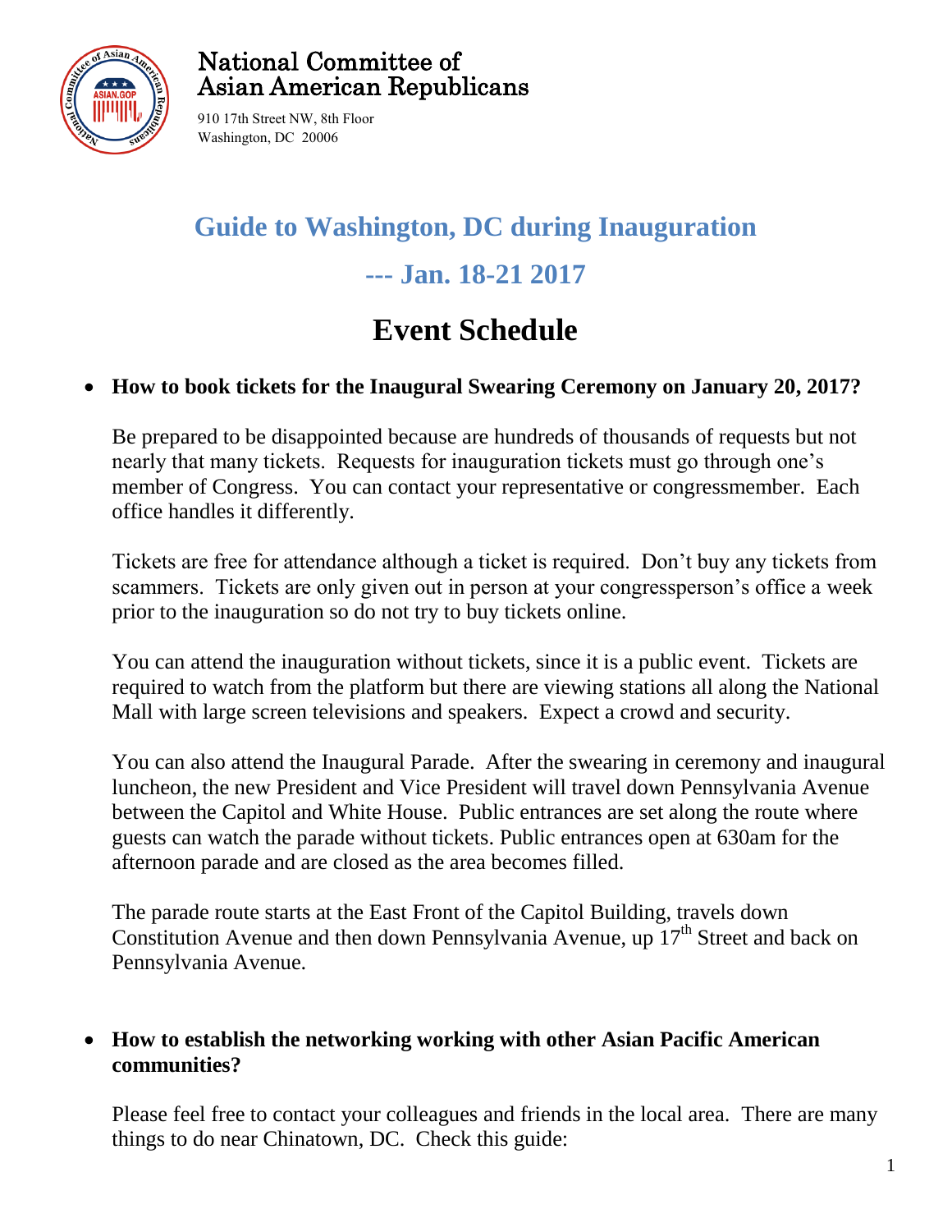National Committee of
Asian American Republicans

910 17th Street NW, 8th Floor
Washington, DC 20006

# Guide to Washington, DC during Inauguration

## --- Jan. 18-21 2017

# Event Schedule

- **How to book tickets for the Inaugural Swearing Ceremony on January 20, 2017?**

  Be prepared to be disappointed because are hundreds of thousands of requests but not nearly that many tickets. Requests for inauguration tickets must go through one's member of Congress. You can contact your representative or congressmember. Each office handles it differently.

  Tickets are free for attendance although a ticket is required. Don't buy any tickets from scammers. Tickets are only given out in person at your congressperson's office a week prior to the inauguration so do not try to buy tickets online.

  You can attend the inauguration without tickets, since it is a public event. Tickets are required to watch from the platform but there are viewing stations all along the National Mall with large screen televisions and speakers. Expect a crowd and security.

  You can also attend the Inaugural Parade. After the swearing in ceremony and inaugural luncheon, the new President and Vice President will travel down Pennsylvania Avenue between the Capitol and White House. Public entrances are set along the route where guests can watch the parade without tickets. Public entrances open at 630am for the afternoon parade and are closed as the area becomes filled.

  The parade route starts at the East Front of the Capitol Building, travels down Constitution Avenue and then down Pennsylvania Avenue, up 17th Street and back on Pennsylvania Avenue.

- **How to establish the networking working with other Asian Pacific American communities?**

  Please feel free to contact your colleagues and friends in the local area. There are many things to do near Chinatown, DC. Check this guide: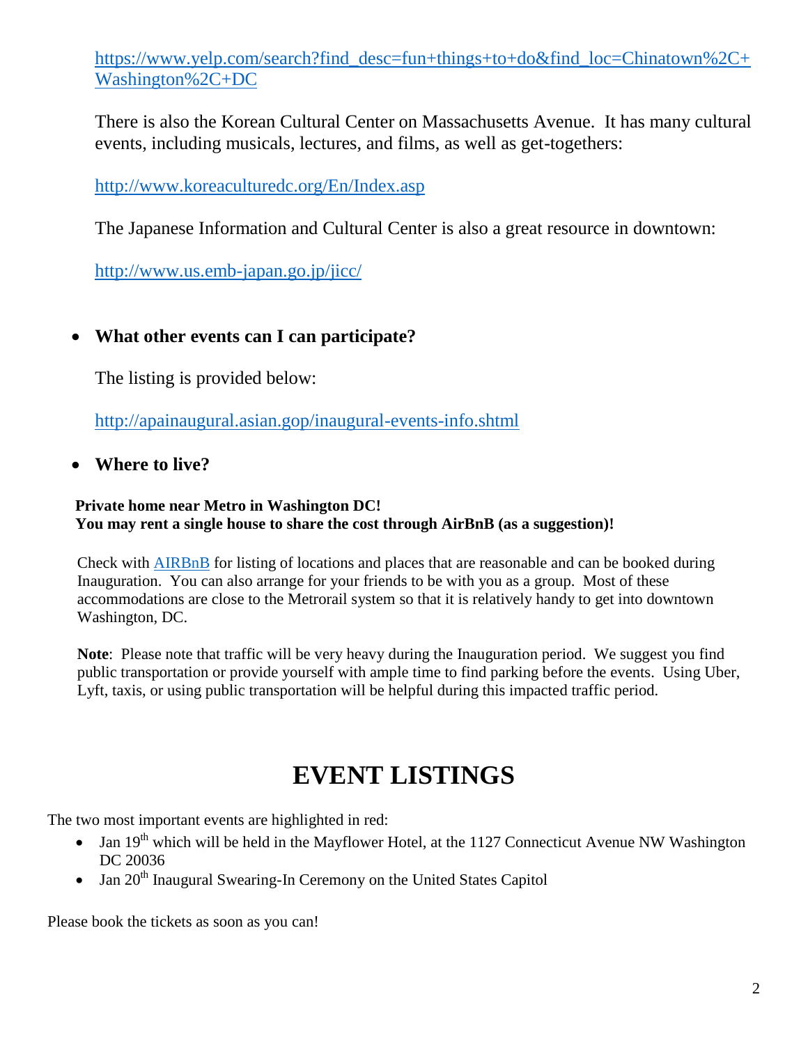https://www.yelp.com/search?find_desc=fun+things+to+do&find_loc=Chinatown%2C+Washington%2C+DC

There is also the Korean Cultural Center on Massachusetts Avenue. It has many cultural events, including musicals, lectures, and films, as well as get-togethers:

http://www.koreaculturedc.org/En/Index.asp

The Japanese Information and Cultural Center is also a great resource in downtown:

http://www.us.emb-japan.go.jp/jicc/

- **What other events can I can participate?**

  The listing is provided below:

  http://apainaugural.asian.gop/inaugural-events-info.shtml

- **Where to live?**

**Private home near Metro in Washington DC!**
**You may rent a single house to share the cost through AirBnB (as a suggestion)!**

Check with AIRBnB for listing of locations and places that are reasonable and can be booked during Inauguration. You can also arrange for your friends to be with you as a group. Most of these accommodations are close to the Metrorail system so that it is relatively handy to get into downtown Washington, DC.

**Note**: Please note that traffic will be very heavy during the Inauguration period. We suggest you find public transportation or provide yourself with ample time to find parking before the events. Using Uber, Lyft, taxis, or using public transportation will be helpful during this impacted traffic period.

# EVENT LISTINGS

The two most important events are highlighted in red:

- Jan 19th which will be held in the Mayflower Hotel, at the 1127 Connecticut Avenue NW Washington DC 20036
- Jan 20th Inaugural Swearing-In Ceremony on the United States Capitol

Please book the tickets as soon as you can!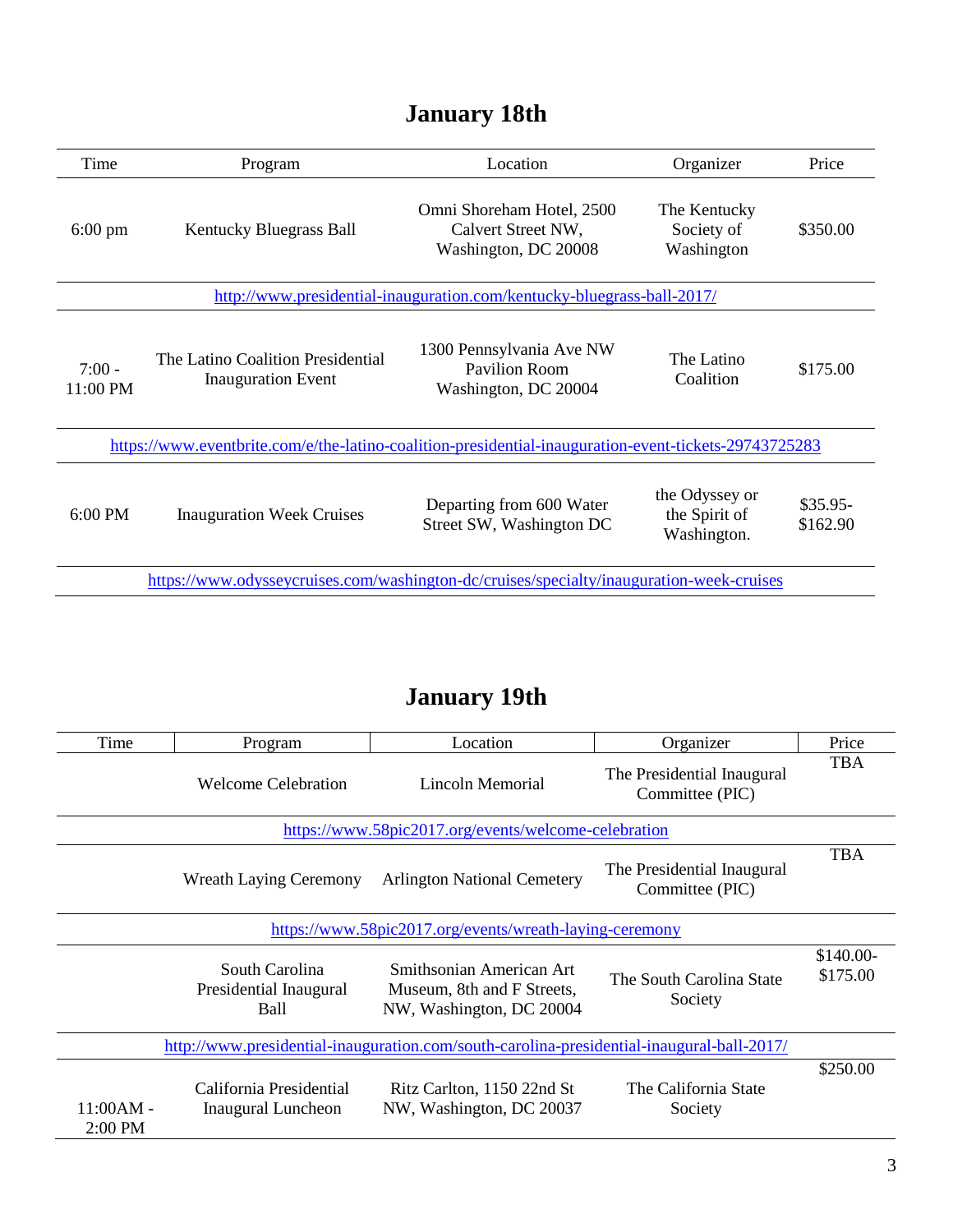## January 18th

| Time | Program | Location | Organizer | Price |
|---|---|---|---|---|
| 6:00 pm | Kentucky Bluegrass Ball | Omni Shoreham Hotel, 2500 Calvert Street NW, Washington, DC 20008 | The Kentucky Society of Washington | $350.00 |
| http://www.presidential-inauguration.com/kentucky-bluegrass-ball-2017/ | | | | |
| 7:00 - 11:00 PM | The Latino Coalition Presidential Inauguration Event | 1300 Pennsylvania Ave NW Pavilion Room Washington, DC 20004 | The Latino Coalition | $175.00 |
| https://www.eventbrite.com/e/the-latino-coalition-presidential-inauguration-event-tickets-29743725283 | | | | |
| 6:00 PM | Inauguration Week Cruises | Departing from 600 Water Street SW, Washington DC | the Odyssey or the Spirit of Washington. | $35.95-$162.90 |
| https://www.odysseycruises.com/washington-dc/cruises/specialty/inauguration-week-cruises | | | | |

## January 19th

| Time | Program | Location | Organizer | Price |
|---|---|---|---|---|
| | Welcome Celebration | Lincoln Memorial | The Presidential Inaugural Committee (PIC) | TBA |
| https://www.58pic2017.org/events/welcome-celebration | | | | |
| | Wreath Laying Ceremony | Arlington National Cemetery | The Presidential Inaugural Committee (PIC) | TBA |
| https://www.58pic2017.org/events/wreath-laying-ceremony | | | | |
| | South Carolina Presidential Inaugural Ball | Smithsonian American Art Museum, 8th and F Streets, NW, Washington, DC 20004 | The South Carolina State Society | $140.00-$175.00 |
| http://www.presidential-inauguration.com/south-carolina-presidential-inaugural-ball-2017/ | | | | |
| 11:00AM - 2:00 PM | California Presidential Inaugural Luncheon | Ritz Carlton, 1150 22nd St NW, Washington, DC 20037 | The California State Society | $250.00 |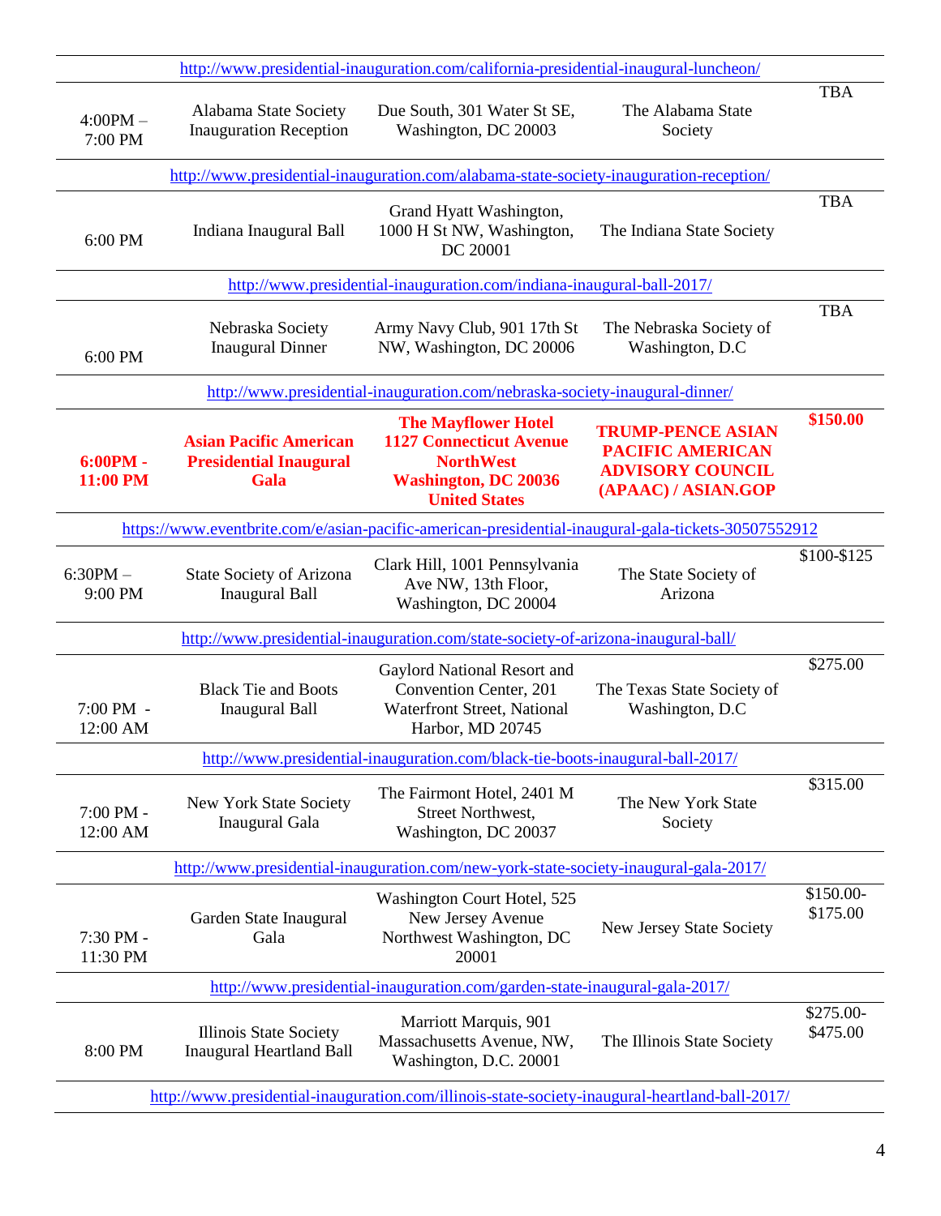| | | | | |
|---|---|---|---|---|
| http://www.presidential-inauguration.com/california-presidential-inaugural-luncheon/ | | | | |
| 4:00PM – 7:00 PM | Alabama State Society Inauguration Reception | Due South, 301 Water St SE, Washington, DC 20003 | The Alabama State Society | TBA |
| http://www.presidential-inauguration.com/alabama-state-society-inauguration-reception/ | | | | |
| 6:00 PM | Indiana Inaugural Ball | Grand Hyatt Washington, 1000 H St NW, Washington, DC 20001 | The Indiana State Society | TBA |
| http://www.presidential-inauguration.com/indiana-inaugural-ball-2017/ | | | | |
| 6:00 PM | Nebraska Society Inaugural Dinner | Army Navy Club, 901 17th St NW, Washington, DC 20006 | The Nebraska Society of Washington, D.C | TBA |
| http://www.presidential-inauguration.com/nebraska-society-inaugural-dinner/ | | | | |
| **6:00PM - 11:00 PM** | **Asian Pacific American Presidential Inaugural Gala** | **The Mayflower Hotel 1127 Connecticut Avenue NorthWest Washington, DC 20036 United States** | **TRUMP-PENCE ASIAN PACIFIC AMERICAN ADVISORY COUNCIL (APAAC) / ASIAN.GOP** | **$150.00** |
| https://www.eventbrite.com/e/asian-pacific-american-presidential-inaugural-gala-tickets-30507552912 | | | | |
| 6:30PM – 9:00 PM | State Society of Arizona Inaugural Ball | Clark Hill, 1001 Pennsylvania Ave NW, 13th Floor, Washington, DC 20004 | The State Society of Arizona | $100-$125 |
| http://www.presidential-inauguration.com/state-society-of-arizona-inaugural-ball/ | | | | |
| 7:00 PM - 12:00 AM | Black Tie and Boots Inaugural Ball | Gaylord National Resort and Convention Center, 201 Waterfront Street, National Harbor, MD 20745 | The Texas State Society of Washington, D.C | $275.00 |
| http://www.presidential-inauguration.com/black-tie-boots-inaugural-ball-2017/ | | | | |
| 7:00 PM - 12:00 AM | New York State Society Inaugural Gala | The Fairmont Hotel, 2401 M Street Northwest, Washington, DC 20037 | The New York State Society | $315.00 |
| http://www.presidential-inauguration.com/new-york-state-society-inaugural-gala-2017/ | | | | |
| 7:30 PM - 11:30 PM | Garden State Inaugural Gala | Washington Court Hotel, 525 New Jersey Avenue Northwest Washington, DC 20001 | New Jersey State Society | $150.00-$175.00 |
| http://www.presidential-inauguration.com/garden-state-inaugural-gala-2017/ | | | | |
| 8:00 PM | Illinois State Society Inaugural Heartland Ball | Marriott Marquis, 901 Massachusetts Avenue, NW, Washington, D.C. 20001 | The Illinois State Society | $275.00-$475.00 |
| http://www.presidential-inauguration.com/illinois-state-society-inaugural-heartland-ball-2017/ | | | | |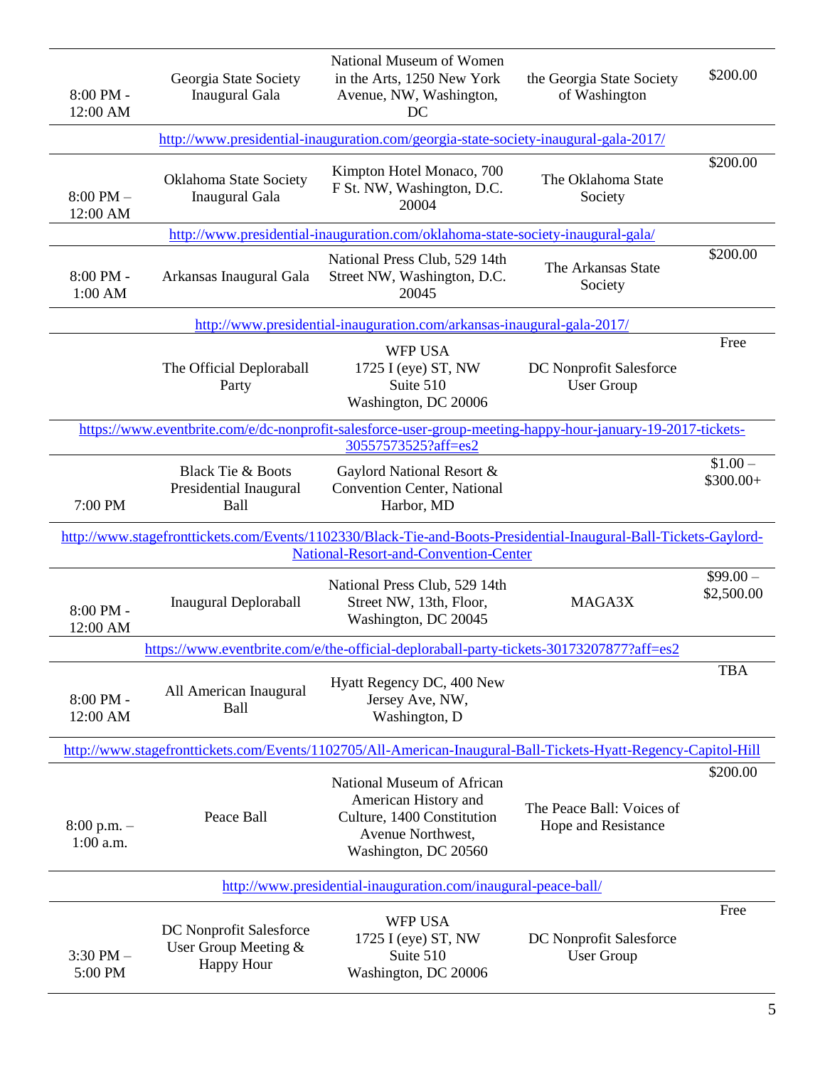| | | | | |
|---|---|---|---|---|
| 8:00 PM - 12:00 AM | Georgia State Society Inaugural Gala | National Museum of Women in the Arts, 1250 New York Avenue, NW, Washington, DC | the Georgia State Society of Washington | $200.00 |
| http://www.presidential-inauguration.com/georgia-state-society-inaugural-gala-2017/ | | | | |
| 8:00 PM – 12:00 AM | Oklahoma State Society Inaugural Gala | Kimpton Hotel Monaco, 700 F St. NW, Washington, D.C. 20004 | The Oklahoma State Society | $200.00 |
| http://www.presidential-inauguration.com/oklahoma-state-society-inaugural-gala/ | | | | |
| 8:00 PM - 1:00 AM | Arkansas Inaugural Gala | National Press Club, 529 14th Street NW, Washington, D.C. 20045 | The Arkansas State Society | $200.00 |
| http://www.presidential-inauguration.com/arkansas-inaugural-gala-2017/ | | | | |
| | The Official Deploraball Party | WFP USA 1725 I (eye) ST, NW Suite 510 Washington, DC 20006 | DC Nonprofit Salesforce User Group | Free |
| https://www.eventbrite.com/e/dc-nonprofit-salesforce-user-group-meeting-happy-hour-january-19-2017-tickets-30557573525?aff=es2 | | | | |
| 7:00 PM | Black Tie & Boots Presidential Inaugural Ball | Gaylord National Resort & Convention Center, National Harbor, MD | | $1.00 – $300.00+ |
| http://www.stagefronttickets.com/Events/1102330/Black-Tie-and-Boots-Presidential-Inaugural-Ball-Tickets-Gaylord-National-Resort-and-Convention-Center | | | | |
| 8:00 PM - 12:00 AM | Inaugural Deploraball | National Press Club, 529 14th Street NW, 13th, Floor, Washington, DC 20045 | MAGA3X | $99.00 – $2,500.00 |
| https://www.eventbrite.com/e/the-official-deploraball-party-tickets-30173207877?aff=es2 | | | | |
| 8:00 PM - 12:00 AM | All American Inaugural Ball | Hyatt Regency DC, 400 New Jersey Ave, NW, Washington, D | | TBA |
| http://www.stagefronttickets.com/Events/1102705/All-American-Inaugural-Ball-Tickets-Hyatt-Regency-Capitol-Hill | | | | |
| 8:00 p.m. – 1:00 a.m. | Peace Ball | National Museum of African American History and Culture, 1400 Constitution Avenue Northwest, Washington, DC 20560 | The Peace Ball: Voices of Hope and Resistance | $200.00 |
| http://www.presidential-inauguration.com/inaugural-peace-ball/ | | | | |
| 3:30 PM – 5:00 PM | DC Nonprofit Salesforce User Group Meeting & Happy Hour | WFP USA 1725 I (eye) ST, NW Suite 510 Washington, DC 20006 | DC Nonprofit Salesforce User Group | Free |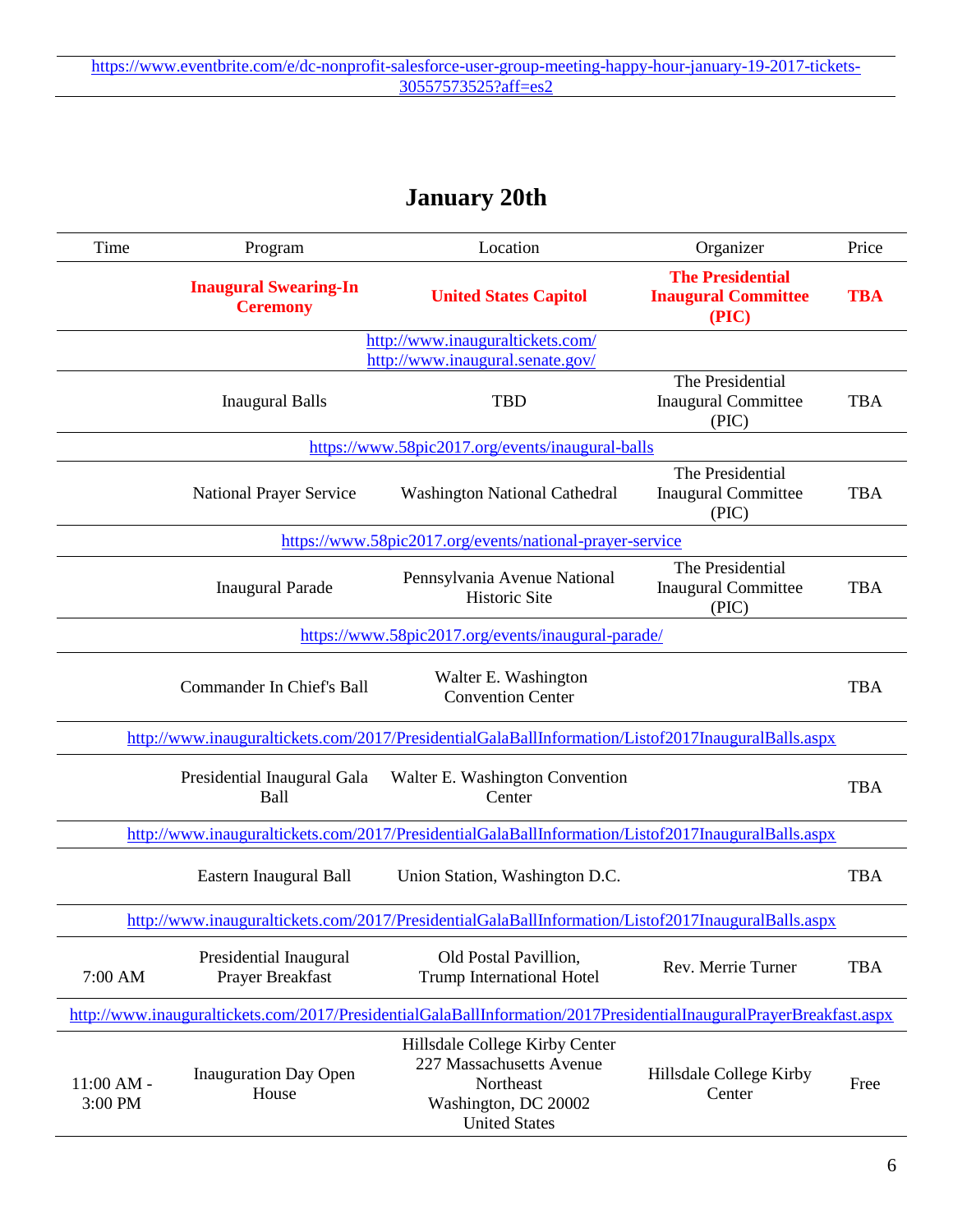https://www.eventbrite.com/e/dc-nonprofit-salesforce-user-group-meeting-happy-hour-january-19-2017-tickets-30557573525?aff=es2

## January 20th

| Time | Program | Location | Organizer | Price |
|---|---|---|---|---|
| | **Inaugural Swearing-In Ceremony** | **United States Capitol** | **The Presidential Inaugural Committee (PIC)** | **TBA** |
| | http://www.inauguraltickets.com/ http://www.inaugural.senate.gov/ | | | |
| | Inaugural Balls | TBD | The Presidential Inaugural Committee (PIC) | TBA |
| | https://www.58pic2017.org/events/inaugural-balls | | | |
| | National Prayer Service | Washington National Cathedral | The Presidential Inaugural Committee (PIC) | TBA |
| | https://www.58pic2017.org/events/national-prayer-service | | | |
| | Inaugural Parade | Pennsylvania Avenue National Historic Site | The Presidential Inaugural Committee (PIC) | TBA |
| | https://www.58pic2017.org/events/inaugural-parade/ | | | |
| | Commander In Chief's Ball | Walter E. Washington Convention Center | | TBA |
| | http://www.inauguraltickets.com/2017/PresidentialGalaBallInformation/Listof2017InauguralBalls.aspx | | | |
| | Presidential Inaugural Gala Ball | Walter E. Washington Convention Center | | TBA |
| | http://www.inauguraltickets.com/2017/PresidentialGalaBallInformation/Listof2017InauguralBalls.aspx | | | |
| | Eastern Inaugural Ball | Union Station, Washington D.C. | | TBA |
| | http://www.inauguraltickets.com/2017/PresidentialGalaBallInformation/Listof2017InauguralBalls.aspx | | | |
| 7:00 AM | Presidential Inaugural Prayer Breakfast | Old Postal Pavillion, Trump International Hotel | Rev. Merrie Turner | TBA |
| http://www.inauguraltickets.com/2017/PresidentialGalaBallInformation/2017PresidentialInauguralPrayerBreakfast.aspx | | | | |
| 11:00 AM - 3:00 PM | Inauguration Day Open House | Hillsdale College Kirby Center 227 Massachusetts Avenue Northeast Washington, DC 20002 United States | Hillsdale College Kirby Center | Free |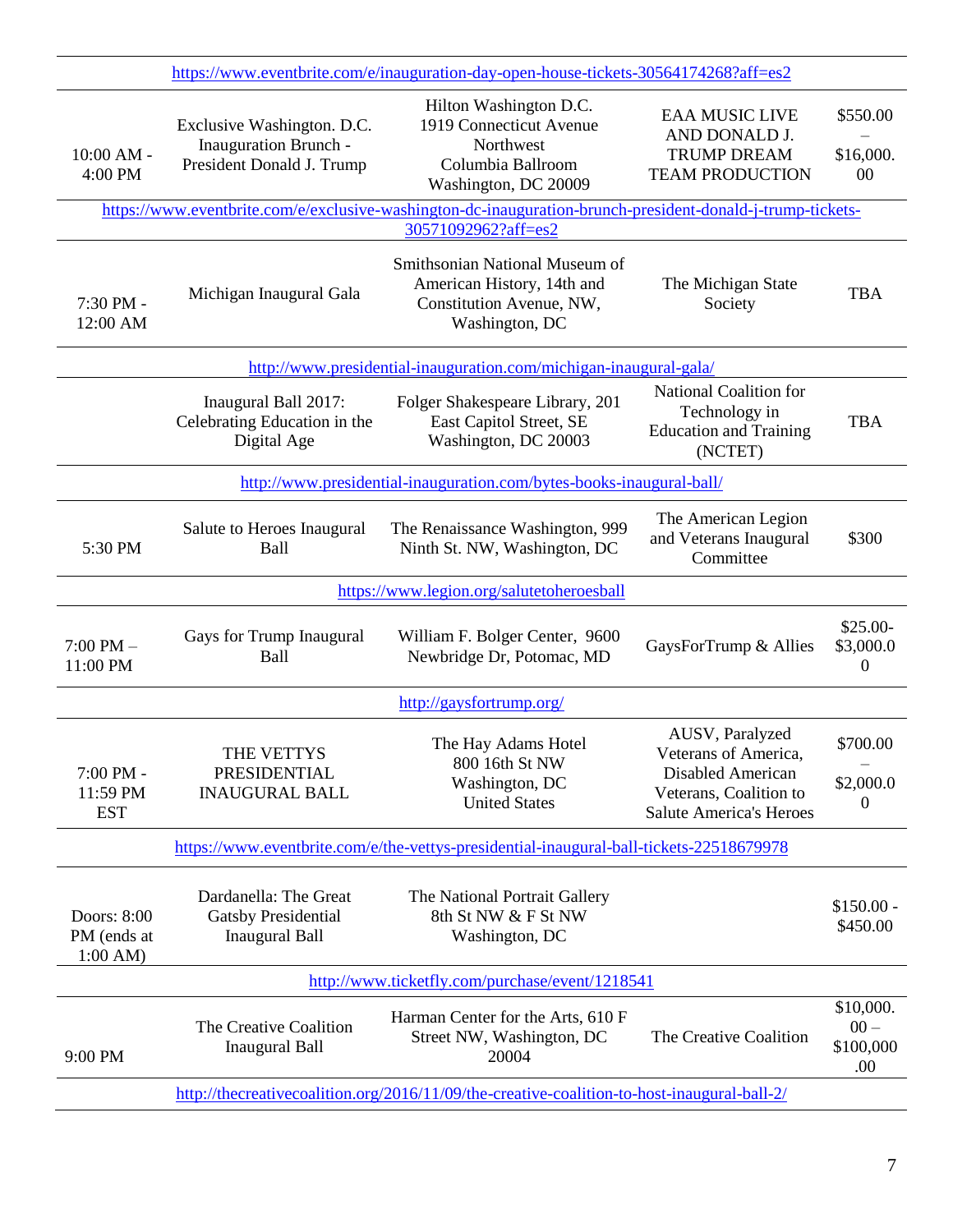| | | | | |
|---|---|---|---|---|
| https://www.eventbrite.com/e/inauguration-day-open-house-tickets-30564174268?aff=es2 | | | | |
| 10:00 AM - 4:00 PM | Exclusive Washington. D.C. Inauguration Brunch - President Donald J. Trump | Hilton Washington D.C. 1919 Connecticut Avenue Northwest Columbia Ballroom Washington, DC 20009 | EAA MUSIC LIVE AND DONALD J. TRUMP DREAM TEAM PRODUCTION | $550.00 – $16,000.00 |
| https://www.eventbrite.com/e/exclusive-washington-dc-inauguration-brunch-president-donald-j-trump-tickets-30571092962?aff=es2 | | | | |
| 7:30 PM - 12:00 AM | Michigan Inaugural Gala | Smithsonian National Museum of American History, 14th and Constitution Avenue, NW, Washington, DC | The Michigan State Society | TBA |
| http://www.presidential-inauguration.com/michigan-inaugural-gala/ | | | | |
| | Inaugural Ball 2017: Celebrating Education in the Digital Age | Folger Shakespeare Library, 201 East Capitol Street, SE Washington, DC 20003 | National Coalition for Technology in Education and Training (NCTET) | TBA |
| http://www.presidential-inauguration.com/bytes-books-inaugural-ball/ | | | | |
| 5:30 PM | Salute to Heroes Inaugural Ball | The Renaissance Washington, 999 Ninth St. NW, Washington, DC | The American Legion and Veterans Inaugural Committee | $300 |
| https://www.legion.org/salutetoheroesball | | | | |
| 7:00 PM – 11:00 PM | Gays for Trump Inaugural Ball | William F. Bolger Center, 9600 Newbridge Dr, Potomac, MD | GaysForTrump & Allies | $25.00-$3,000.00 |
| http://gaysfortrump.org/ | | | | |
| 7:00 PM - 11:59 PM EST | THE VETTYS PRESIDENTIAL INAUGURAL BALL | The Hay Adams Hotel 800 16th St NW Washington, DC United States | AUSV, Paralyzed Veterans of America, Disabled American Veterans, Coalition to Salute America's Heroes | $700.00 – $2,000.00 |
| https://www.eventbrite.com/e/the-vettys-presidential-inaugural-ball-tickets-22518679978 | | | | |
| Doors: 8:00 PM (ends at 1:00 AM) | Dardanella: The Great Gatsby Presidential Inaugural Ball | The National Portrait Gallery 8th St NW & F St NW Washington, DC | | $150.00 - $450.00 |
| http://www.ticketfly.com/purchase/event/1218541 | | | | |
| 9:00 PM | The Creative Coalition Inaugural Ball | Harman Center for the Arts, 610 F Street NW, Washington, DC 20004 | The Creative Coalition | $10,000.00 – $100,000.00 |
| http://thecreativecoalition.org/2016/11/09/the-creative-coalition-to-host-inaugural-ball-2/ | | | | |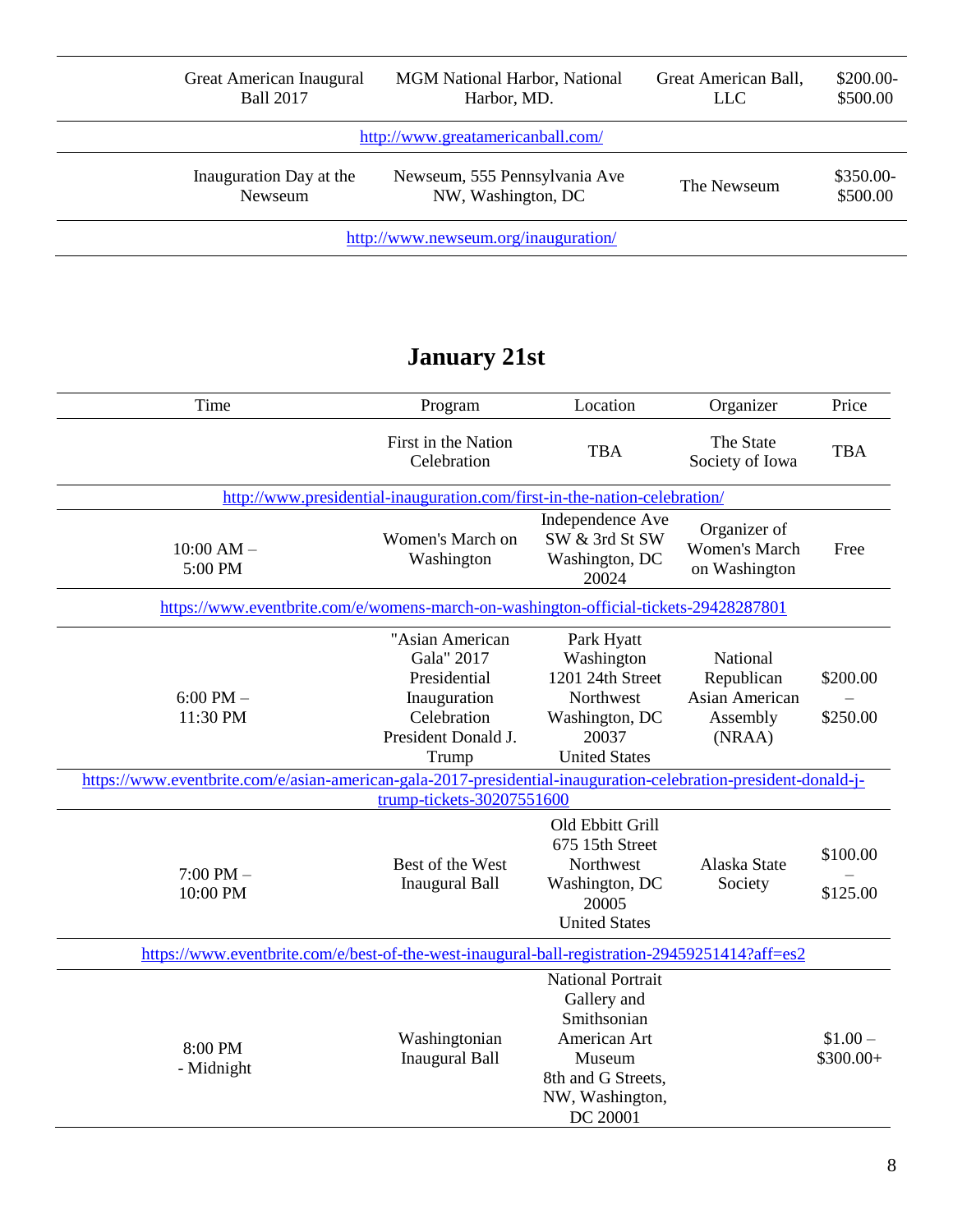| Great American Inaugural Ball 2017 | MGM National Harbor, National Harbor, MD. | Great American Ball, LLC | $200.00-$500.00 |
|---|---|---|---|
| http://www.greatamericanball.com/ | | | |
| Inauguration Day at the Newseum | Newseum, 555 Pennsylvania Ave NW, Washington, DC | The Newseum | $350.00-$500.00 |
| http://www.newseum.org/inauguration/ | | | |

## January 21st

| Time | Program | Location | Organizer | Price |
|---|---|---|---|---|
| | First in the Nation Celebration | TBA | The State Society of Iowa | TBA |
| http://www.presidential-inauguration.com/first-in-the-nation-celebration/ | | | | |
| 10:00 AM – 5:00 PM | Women's March on Washington | Independence Ave SW & 3rd St SW Washington, DC 20024 | Organizer of Women's March on Washington | Free |
| https://www.eventbrite.com/e/womens-march-on-washington-official-tickets-29428287801 | | | | |
| 6:00 PM – 11:30 PM | "Asian American Gala" 2017 Presidential Inauguration Celebration President Donald J. Trump | Park Hyatt Washington 1201 24th Street Northwest Washington, DC 20037 United States | National Republican Asian American Assembly (NRAA) | $200.00 – $250.00 |
| https://www.eventbrite.com/e/asian-american-gala-2017-presidential-inauguration-celebration-president-donald-j-trump-tickets-30207551600 | | | | |
| 7:00 PM – 10:00 PM | Best of the West Inaugural Ball | Old Ebbitt Grill 675 15th Street Northwest Washington, DC 20005 United States | Alaska State Society | $100.00 – $125.00 |
| https://www.eventbrite.com/e/best-of-the-west-inaugural-ball-registration-29459251414?aff=es2 | | | | |
| 8:00 PM - Midnight | Washingtonian Inaugural Ball | National Portrait Gallery and Smithsonian American Art Museum 8th and G Streets, NW, Washington, DC 20001 | | $1.00 – $300.00+ |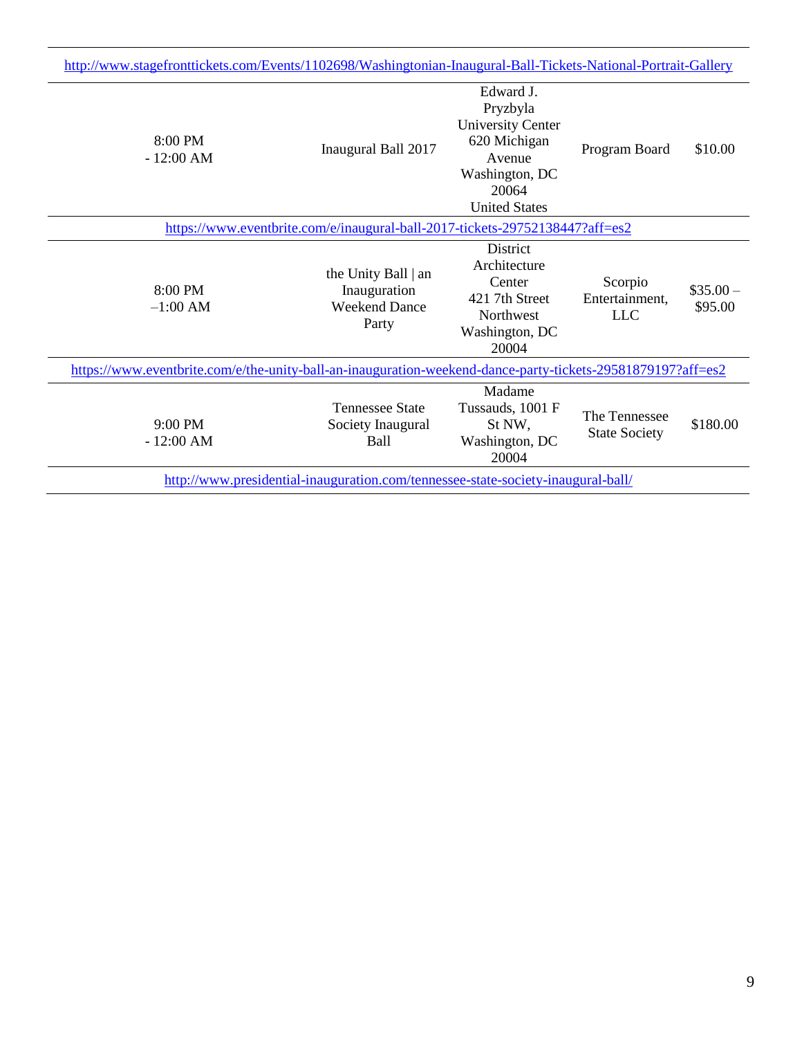| | | | | |
|---|---|---|---|---|
| http://www.stagefronttickets.com/Events/1102698/Washingtonian-Inaugural-Ball-Tickets-National-Portrait-Gallery | | | | |
| 8:00 PM - 12:00 AM | Inaugural Ball 2017 | Edward J. Pryzbyla University Center 620 Michigan Avenue Washington, DC 20064 United States | Program Board | $10.00 |
| https://www.eventbrite.com/e/inaugural-ball-2017-tickets-29752138447?aff=es2 | | | | |
| 8:00 PM –1:00 AM | the Unity Ball \| an Inauguration Weekend Dance Party | District Architecture Center 421 7th Street Northwest Washington, DC 20004 | Scorpio Entertainment, LLC | $35.00 – $95.00 |
| https://www.eventbrite.com/e/the-unity-ball-an-inauguration-weekend-dance-party-tickets-29581879197?aff=es2 | | | | |
| 9:00 PM - 12:00 AM | Tennessee State Society Inaugural Ball | Madame Tussauds, 1001 F St NW, Washington, DC 20004 | The Tennessee State Society | $180.00 |
| http://www.presidential-inauguration.com/tennessee-state-society-inaugural-ball/ | | | | |